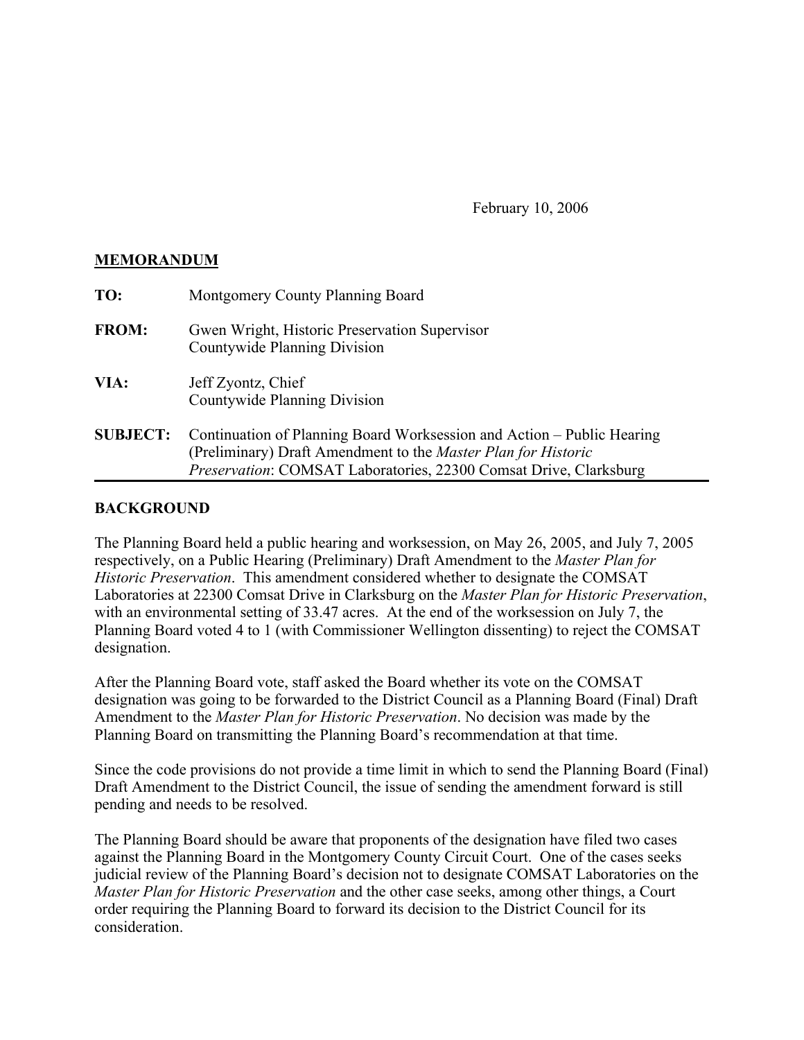February 10, 2006

**MEMORANDUM**

| | |
|---|---|
| **TO:** | Montgomery County Planning Board |
| **FROM:** | Gwen Wright, Historic Preservation Supervisor<br>Countywide Planning Division |
| **VIA:** | Jeff Zyontz, Chief<br>Countywide Planning Division |
| **SUBJECT:** | Continuation of Planning Board Worksession and Action – Public Hearing (Preliminary) Draft Amendment to the *Master Plan for Historic Preservation*: COMSAT Laboratories, 22300 Comsat Drive, Clarksburg |

## BACKGROUND

The Planning Board held a public hearing and worksession, on May 26, 2005, and July 7, 2005 respectively, on a Public Hearing (Preliminary) Draft Amendment to the *Master Plan for Historic Preservation*. This amendment considered whether to designate the COMSAT Laboratories at 22300 Comsat Drive in Clarksburg on the *Master Plan for Historic Preservation*, with an environmental setting of 33.47 acres. At the end of the worksession on July 7, the Planning Board voted 4 to 1 (with Commissioner Wellington dissenting) to reject the COMSAT designation.

After the Planning Board vote, staff asked the Board whether its vote on the COMSAT designation was going to be forwarded to the District Council as a Planning Board (Final) Draft Amendment to the *Master Plan for Historic Preservation*. No decision was made by the Planning Board on transmitting the Planning Board's recommendation at that time.

Since the code provisions do not provide a time limit in which to send the Planning Board (Final) Draft Amendment to the District Council, the issue of sending the amendment forward is still pending and needs to be resolved.

The Planning Board should be aware that proponents of the designation have filed two cases against the Planning Board in the Montgomery County Circuit Court. One of the cases seeks judicial review of the Planning Board's decision not to designate COMSAT Laboratories on the *Master Plan for Historic Preservation* and the other case seeks, among other things, a Court order requiring the Planning Board to forward its decision to the District Council for its consideration.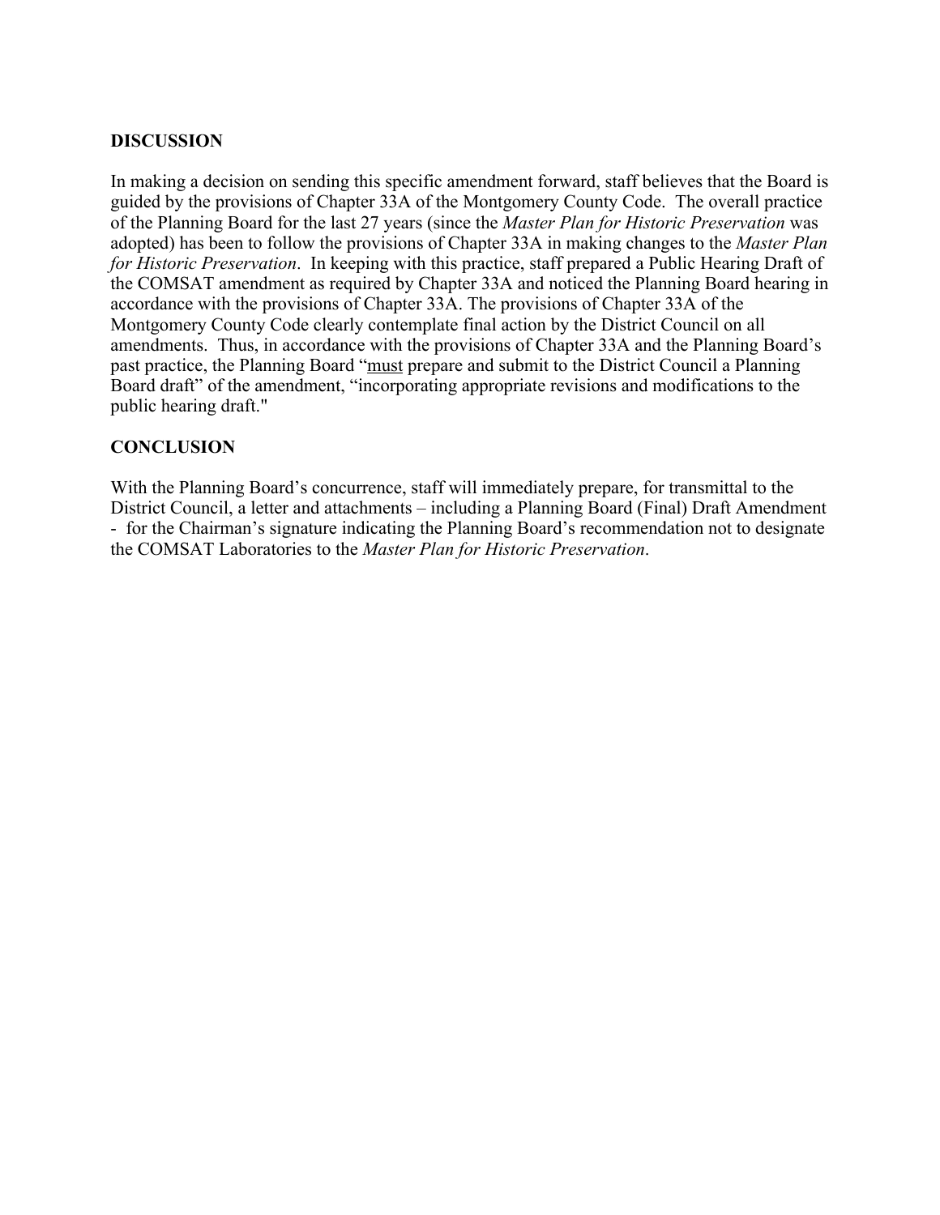## DISCUSSION

In making a decision on sending this specific amendment forward, staff believes that the Board is guided by the provisions of Chapter 33A of the Montgomery County Code. The overall practice of the Planning Board for the last 27 years (since the *Master Plan for Historic Preservation* was adopted) has been to follow the provisions of Chapter 33A in making changes to the *Master Plan for Historic Preservation*. In keeping with this practice, staff prepared a Public Hearing Draft of the COMSAT amendment as required by Chapter 33A and noticed the Planning Board hearing in accordance with the provisions of Chapter 33A. The provisions of Chapter 33A of the Montgomery County Code clearly contemplate final action by the District Council on all amendments. Thus, in accordance with the provisions of Chapter 33A and the Planning Board's past practice, the Planning Board "<u>must</u> prepare and submit to the District Council a Planning Board draft" of the amendment, "incorporating appropriate revisions and modifications to the public hearing draft."

## CONCLUSION

With the Planning Board's concurrence, staff will immediately prepare, for transmittal to the District Council, a letter and attachments – including a Planning Board (Final) Draft Amendment - for the Chairman's signature indicating the Planning Board's recommendation not to designate the COMSAT Laboratories to the *Master Plan for Historic Preservation*.